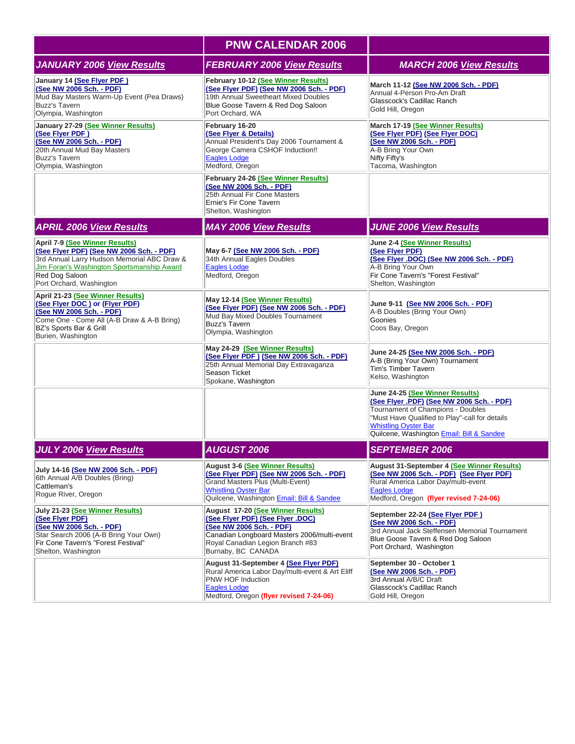| | PNW CALENDAR 2006 | |
|---|---|---|
| ***JANUARY 2006 View Results*** | ***FEBRUARY 2006 View Results*** | ***MARCH 2006 View Results*** |
| **January 14 (See Flyer PDF )**<br>**(See NW 2006 Sch. - PDF)**<br>Mud Bay Masters Warm-Up Event (Pea Draws)<br>Buzz's Tavern<br>Olympia, Washington | **February 10-12 (See Winner Results)**<br>**(See Flyer PDF) (See NW 2006 Sch. - PDF)**<br>19th Annual Sweetheart Mixed Doubles<br>Blue Goose Tavern & Red Dog Saloon<br>Port Orchard, WA | **March 11-12 (See NW 2006 Sch. - PDF)**<br>Annual 4-Person Pro-Am Draft<br>Glasscock's Cadillac Ranch<br>Gold Hill, Oregon |
| **January 27-29 (See Winner Results)**<br>**(See Flyer PDF )**<br>**(See NW 2006 Sch. - PDF)**<br>20th Annual Mud Bay Masters<br>Buzz's Tavern<br>Olympia, Washington | **February 16-20**<br>**(See Flyer & Details)**<br>Annual President's Day 2006 Tournament & George Camera CSHOF Induction!!<br>Eagles Lodge<br>Medford, Oregon | **March 17-19 (See Winner Results)**<br>**(See Flyer PDF) (See Flyer DOC)**<br>**(See NW 2006 Sch. - PDF)**<br>A-B Bring Your Own<br>Nifty Fifty's<br>Tacoma, Washington |
| | **February 24-26 (See Winner Results)**<br>**(See NW 2006 Sch. - PDF)**<br>25th Annual Fir Cone Masters<br>Ernie's Fir Cone Tavern<br>Shelton, Washington | |
| ***APRIL 2006 View Results*** | ***MAY 2006 View Results*** | ***JUNE 2006 View Results*** |
| **April 7-9 (See Winner Results)**<br>**(See Flyer PDF) (See NW 2006 Sch. - PDF)**<br>3rd Annual Larry Hudson Memorial ABC Draw & Jim Foran's Washington Sportsmanship Award<br>Red Dog Saloon<br>Port Orchard, Washington | **May 6-7 (See NW 2006 Sch. - PDF)**<br>34th Annual Eagles Doubles<br>Eagles Lodge<br>Medford, Oregon | **June 2-4 (See Winner Results)**<br>**(See Flyer PDF)**<br>**(See Flyer .DOC) (See NW 2006 Sch. - PDF)**<br>A-B Bring Your Own<br>Fir Cone Tavern's "Forest Festival"<br>Shelton, Washington |
| **April 21-23 (See Winner Results)**<br>**(See Flyer DOC ) or (Flyer PDF)**<br>**(See NW 2006 Sch. - PDF)**<br>Come One - Come All (A-B Draw & A-B Bring)<br>BZ's Sports Bar & Grill<br>Burien, Washington | **May 12-14 (See Winner Results)**<br>**(See Flyer PDF) (See NW 2006 Sch. - PDF)**<br>Mud Bay Mixed Doubles Tournament<br>Buzz's Tavern<br>Olympia, Washington | **June 9-11 (See NW 2006 Sch. - PDF)**<br>A-B Doubles (Bring Your Own)<br>Goonies<br>Coos Bay, Oregon |
| | **May 24-29 (See Winner Results)**<br>**(See Flyer PDF ) (See NW 2006 Sch. - PDF)**<br>25th Annual Memorial Day Extravaganza<br>Season Ticket<br>Spokane, Washington | **June 24-25 (See NW 2006 Sch. - PDF)**<br>A-B (Bring Your Own) Tournament<br>Tim's Timber Tavern<br>Kelso, Washington |
| | | **June 24-25 (See Winner Results)**<br>**(See Flyer .PDF) (See NW 2006 Sch. - PDF)**<br>Tournament of Champions - Doubles<br>"Must Have Qualified to Play"-call for details<br>Whistling Oyster Bar<br>Quilcene, Washington Email: Bill & Sandee |
| ***JULY 2006 View Results*** | ***AUGUST 2006*** | ***SEPTEMBER 2006*** |
| **July 14-16 (See NW 2006 Sch. - PDF)**<br>6th Annual A/B Doubles (Bring)<br>Cattleman's<br>Rogue River, Oregon | **August 3-6 (See Winner Results)**<br>**(See Flyer PDF) (See NW 2006 Sch. - PDF)**<br>Grand Masters Plus (Multi-Event)<br>Whistling Oyster Bar<br>Quilcene, Washington Email: Bill & Sandee | **August 31-September 4 (See Winner Results)**<br>**(See NW 2006 Sch. - PDF) (See Flyer PDF)**<br>Rural America Labor Day/multi-event<br>Eagles Lodge<br>Medford, Oregon **(flyer revised 7-24-06)** |
| **July 21-23 (See Winner Results)**<br>**(See Flyer PDF)**<br>**(See NW 2006 Sch. - PDF)**<br>Star Search 2006 (A-B Bring Your Own)<br>Fir Cone Tavern's "Forest Festival"<br>Shelton, Washington | **August 17-20 (See Winner Results)**<br>**(See Flyer PDF) (See Flyer .DOC)**<br>**(See NW 2006 Sch. - PDF)**<br>Canadian Longboard Masters 2006/multi-event<br>Royal Canadian Legion Branch #83<br>Burnaby, BC CANADA | **September 22-24 (See Flyer PDF )**<br>**(See NW 2006 Sch. - PDF)**<br>3rd Annual Jack Steffensen Memorial Tournament<br>Blue Goose Tavern & Red Dog Saloon<br>Port Orchard, Washington |
| | **August 31-September 4 (See Flyer PDF)**<br>Rural America Labor Day/multi-event & Art Eliff PNW HOF Induction<br>Eagles Lodge<br>Medford, Oregon **(flyer revised 7-24-06)** | **September 30 - October 1**<br>**(See NW 2006 Sch. - PDF)**<br>3rd Annual A/B/C Draft<br>Glasscock's Cadillac Ranch<br>Gold Hill, Oregon |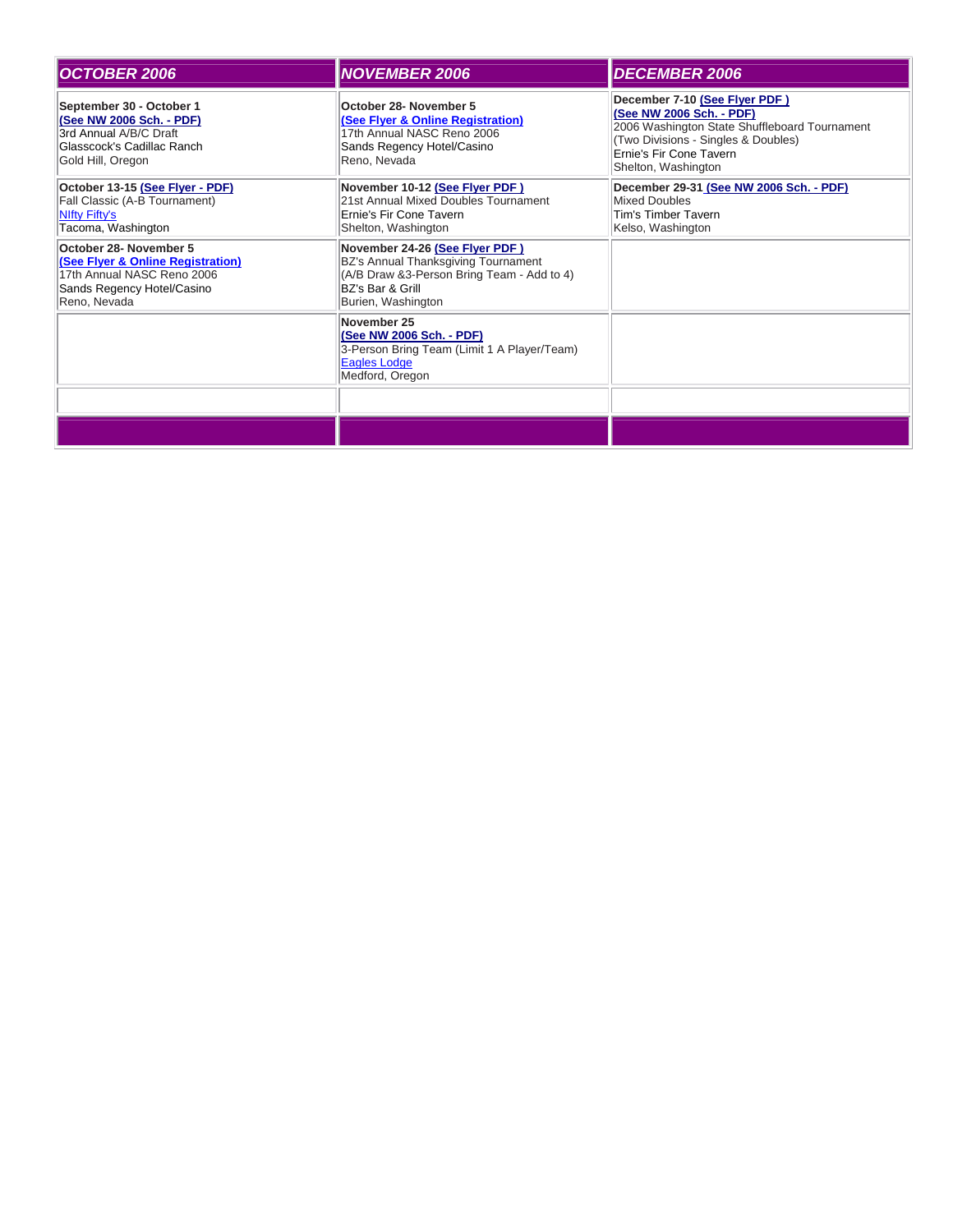| OCTOBER 2006 | NOVEMBER 2006 | DECEMBER 2006 |
|---|---|---|
| **September 30 - October 1** **(See NW 2006 Sch. - PDF)** 3rd Annual A/B/C Draft Glasscock's Cadillac Ranch Gold Hill, Oregon | **October 28- November 5** **(See Flyer & Online Registration)** 17th Annual NASC Reno 2006 Sands Regency Hotel/Casino Reno, Nevada | **December 7-10** **(See Flyer PDF )** **(See NW 2006 Sch. - PDF)** 2006 Washington State Shuffleboard Tournament (Two Divisions - Singles & Doubles) Ernie's Fir Cone Tavern Shelton, Washington |
| **October 13-15** **(See Flyer - PDF)** Fall Classic (A-B Tournament) NIfty Fifty's Tacoma, Washington | **November 10-12** **(See Flyer PDF )** 21st Annual Mixed Doubles Tournament Ernie's Fir Cone Tavern Shelton, Washington | **December 29-31** **(See NW 2006 Sch. - PDF)** Mixed Doubles Tim's Timber Tavern Kelso, Washington |
| **October 28- November 5** **(See Flyer & Online Registration)** 17th Annual NASC Reno 2006 Sands Regency Hotel/Casino Reno, Nevada | **November 24-26** **(See Flyer PDF )** BZ's Annual Thanksgiving Tournament (A/B Draw &3-Person Bring Team - Add to 4) BZ's Bar & Grill Burien, Washington | |
| | **November 25** **(See NW 2006 Sch. - PDF)** 3-Person Bring Team (Limit 1 A Player/Team) Eagles Lodge Medford, Oregon | |
| | | |
| | | |